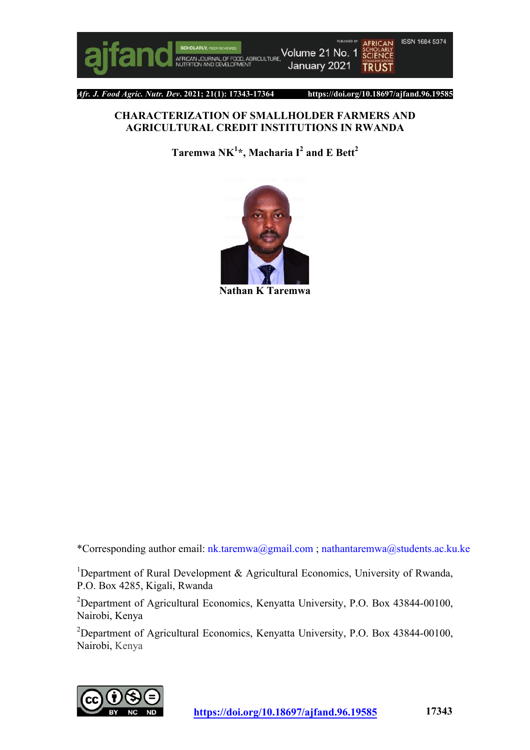# CHARACTERIZATION OF SMALLHOLDER FARMERS AND AGRICULTURAL CREDIT INSTITUTIONS IN RWANDA

**Taremwa NK[1]*, Macharia I[2] and E Bett[2]**

**Nathan K Taremwa**

*Corresponding author email: nk.taremwa@gmail.com ; nathantaremwa@students.ac.ku.ke

[1]Department of Rural Development & Agricultural Economics, University of Rwanda, P.O. Box 4285, Kigali, Rwanda

[2]Department of Agricultural Economics, Kenyatta University, P.O. Box 43844-00100, Nairobi, Kenya

[2]Department of Agricultural Economics, Kenyatta University, P.O. Box 43844-00100, Nairobi, Kenya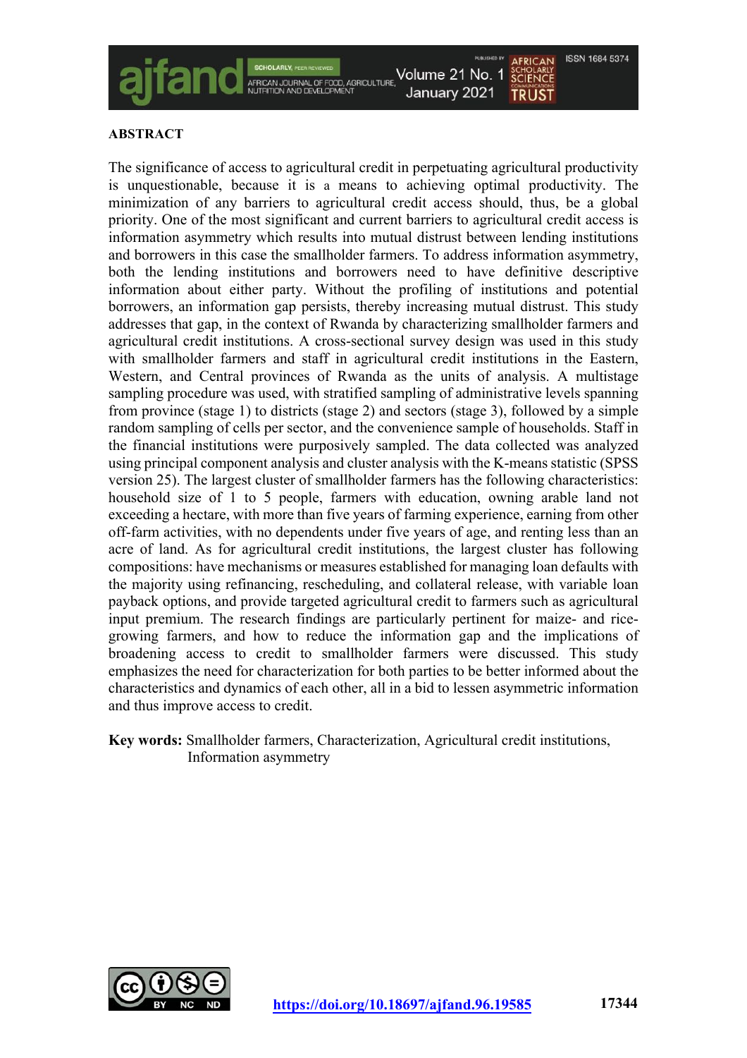## ABSTRACT

The significance of access to agricultural credit in perpetuating agricultural productivity is unquestionable, because it is a means to achieving optimal productivity. The minimization of any barriers to agricultural credit access should, thus, be a global priority. One of the most significant and current barriers to agricultural credit access is information asymmetry which results into mutual distrust between lending institutions and borrowers in this case the smallholder farmers. To address information asymmetry, both the lending institutions and borrowers need to have definitive descriptive information about either party. Without the profiling of institutions and potential borrowers, an information gap persists, thereby increasing mutual distrust. This study addresses that gap, in the context of Rwanda by characterizing smallholder farmers and agricultural credit institutions. A cross-sectional survey design was used in this study with smallholder farmers and staff in agricultural credit institutions in the Eastern, Western, and Central provinces of Rwanda as the units of analysis. A multistage sampling procedure was used, with stratified sampling of administrative levels spanning from province (stage 1) to districts (stage 2) and sectors (stage 3), followed by a simple random sampling of cells per sector, and the convenience sample of households. Staff in the financial institutions were purposively sampled. The data collected was analyzed using principal component analysis and cluster analysis with the K-means statistic (SPSS version 25). The largest cluster of smallholder farmers has the following characteristics: household size of 1 to 5 people, farmers with education, owning arable land not exceeding a hectare, with more than five years of farming experience, earning from other off-farm activities, with no dependents under five years of age, and renting less than an acre of land. As for agricultural credit institutions, the largest cluster has following compositions: have mechanisms or measures established for managing loan defaults with the majority using refinancing, rescheduling, and collateral release, with variable loan payback options, and provide targeted agricultural credit to farmers such as agricultural input premium. The research findings are particularly pertinent for maize- and rice-growing farmers, and how to reduce the information gap and the implications of broadening access to credit to smallholder farmers were discussed. This study emphasizes the need for characterization for both parties to be better informed about the characteristics and dynamics of each other, all in a bid to lessen asymmetric information and thus improve access to credit.

**Key words:** Smallholder farmers, Characterization, Agricultural credit institutions, Information asymmetry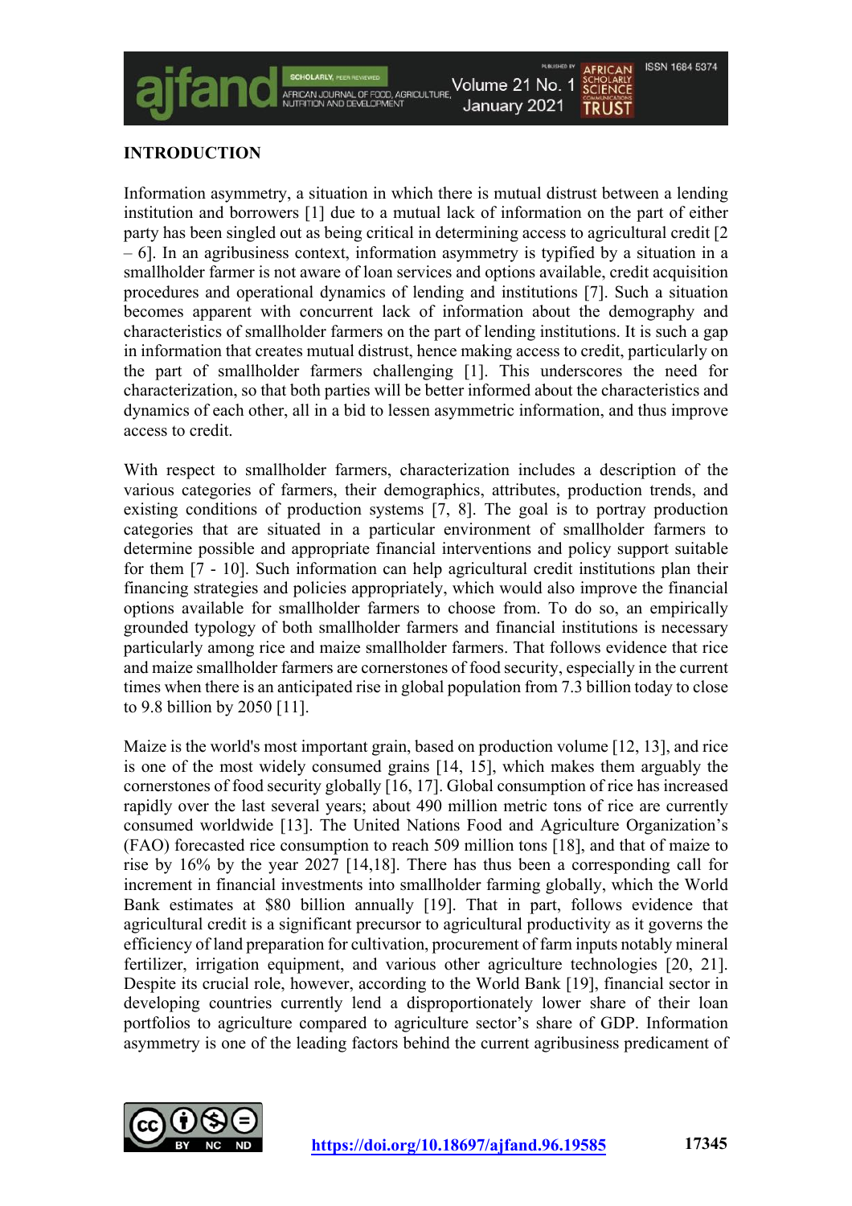## INTRODUCTION

Information asymmetry, a situation in which there is mutual distrust between a lending institution and borrowers [1] due to a mutual lack of information on the part of either party has been singled out as being critical in determining access to agricultural credit [2 – 6]. In an agribusiness context, information asymmetry is typified by a situation in a smallholder farmer is not aware of loan services and options available, credit acquisition procedures and operational dynamics of lending and institutions [7]. Such a situation becomes apparent with concurrent lack of information about the demography and characteristics of smallholder farmers on the part of lending institutions. It is such a gap in information that creates mutual distrust, hence making access to credit, particularly on the part of smallholder farmers challenging [1]. This underscores the need for characterization, so that both parties will be better informed about the characteristics and dynamics of each other, all in a bid to lessen asymmetric information, and thus improve access to credit.

With respect to smallholder farmers, characterization includes a description of the various categories of farmers, their demographics, attributes, production trends, and existing conditions of production systems [7, 8]. The goal is to portray production categories that are situated in a particular environment of smallholder farmers to determine possible and appropriate financial interventions and policy support suitable for them [7 - 10]. Such information can help agricultural credit institutions plan their financing strategies and policies appropriately, which would also improve the financial options available for smallholder farmers to choose from. To do so, an empirically grounded typology of both smallholder farmers and financial institutions is necessary particularly among rice and maize smallholder farmers. That follows evidence that rice and maize smallholder farmers are cornerstones of food security, especially in the current times when there is an anticipated rise in global population from 7.3 billion today to close to 9.8 billion by 2050 [11].

Maize is the world's most important grain, based on production volume [12, 13], and rice is one of the most widely consumed grains [14, 15], which makes them arguably the cornerstones of food security globally [16, 17]. Global consumption of rice has increased rapidly over the last several years; about 490 million metric tons of rice are currently consumed worldwide [13]. The United Nations Food and Agriculture Organization's (FAO) forecasted rice consumption to reach 509 million tons [18], and that of maize to rise by 16% by the year 2027 [14,18]. There has thus been a corresponding call for increment in financial investments into smallholder farming globally, which the World Bank estimates at $80 billion annually [19]. That in part, follows evidence that agricultural credit is a significant precursor to agricultural productivity as it governs the efficiency of land preparation for cultivation, procurement of farm inputs notably mineral fertilizer, irrigation equipment, and various other agriculture technologies [20, 21]. Despite its crucial role, however, according to the World Bank [19], financial sector in developing countries currently lend a disproportionately lower share of their loan portfolios to agriculture compared to agriculture sector's share of GDP. Information asymmetry is one of the leading factors behind the current agribusiness predicament of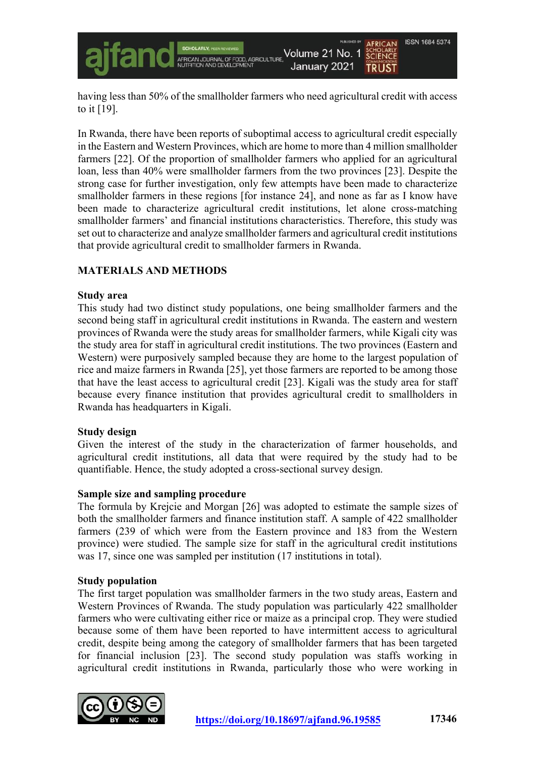having less than 50% of the smallholder farmers who need agricultural credit with access to it [19].

In Rwanda, there have been reports of suboptimal access to agricultural credit especially in the Eastern and Western Provinces, which are home to more than 4 million smallholder farmers [22]. Of the proportion of smallholder farmers who applied for an agricultural loan, less than 40% were smallholder farmers from the two provinces [23]. Despite the strong case for further investigation, only few attempts have been made to characterize smallholder farmers in these regions [for instance 24], and none as far as I know have been made to characterize agricultural credit institutions, let alone cross-matching smallholder farmers' and financial institutions characteristics. Therefore, this study was set out to characterize and analyze smallholder farmers and agricultural credit institutions that provide agricultural credit to smallholder farmers in Rwanda.

## MATERIALS AND METHODS

### Study area

This study had two distinct study populations, one being smallholder farmers and the second being staff in agricultural credit institutions in Rwanda. The eastern and western provinces of Rwanda were the study areas for smallholder farmers, while Kigali city was the study area for staff in agricultural credit institutions. The two provinces (Eastern and Western) were purposively sampled because they are home to the largest population of rice and maize farmers in Rwanda [25], yet those farmers are reported to be among those that have the least access to agricultural credit [23]. Kigali was the study area for staff because every finance institution that provides agricultural credit to smallholders in Rwanda has headquarters in Kigali.

### Study design

Given the interest of the study in the characterization of farmer households, and agricultural credit institutions, all data that were required by the study had to be quantifiable. Hence, the study adopted a cross-sectional survey design.

### Sample size and sampling procedure

The formula by Krejcie and Morgan [26] was adopted to estimate the sample sizes of both the smallholder farmers and finance institution staff. A sample of 422 smallholder farmers (239 of which were from the Eastern province and 183 from the Western province) were studied. The sample size for staff in the agricultural credit institutions was 17, since one was sampled per institution (17 institutions in total).

### Study population

The first target population was smallholder farmers in the two study areas, Eastern and Western Provinces of Rwanda. The study population was particularly 422 smallholder farmers who were cultivating either rice or maize as a principal crop. They were studied because some of them have been reported to have intermittent access to agricultural credit, despite being among the category of smallholder farmers that has been targeted for financial inclusion [23]. The second study population was staffs working in agricultural credit institutions in Rwanda, particularly those who were working in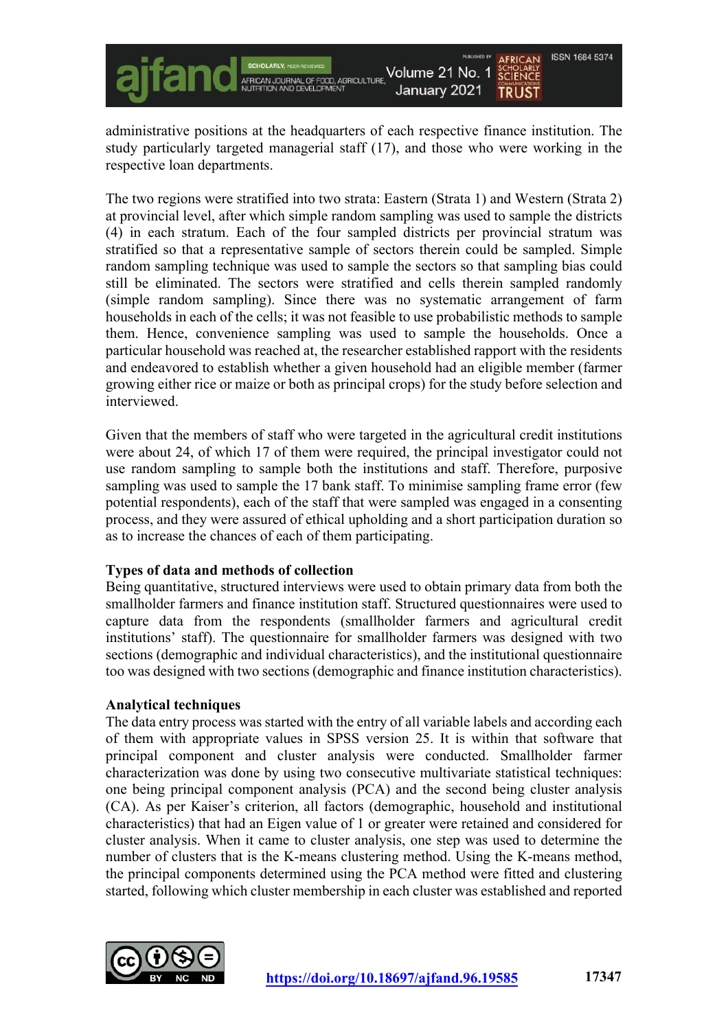administrative positions at the headquarters of each respective finance institution. The study particularly targeted managerial staff (17), and those who were working in the respective loan departments.

The two regions were stratified into two strata: Eastern (Strata 1) and Western (Strata 2) at provincial level, after which simple random sampling was used to sample the districts (4) in each stratum. Each of the four sampled districts per provincial stratum was stratified so that a representative sample of sectors therein could be sampled. Simple random sampling technique was used to sample the sectors so that sampling bias could still be eliminated. The sectors were stratified and cells therein sampled randomly (simple random sampling). Since there was no systematic arrangement of farm households in each of the cells; it was not feasible to use probabilistic methods to sample them. Hence, convenience sampling was used to sample the households. Once a particular household was reached at, the researcher established rapport with the residents and endeavored to establish whether a given household had an eligible member (farmer growing either rice or maize or both as principal crops) for the study before selection and interviewed.

Given that the members of staff who were targeted in the agricultural credit institutions were about 24, of which 17 of them were required, the principal investigator could not use random sampling to sample both the institutions and staff. Therefore, purposive sampling was used to sample the 17 bank staff. To minimise sampling frame error (few potential respondents), each of the staff that were sampled was engaged in a consenting process, and they were assured of ethical upholding and a short participation duration so as to increase the chances of each of them participating.

**Types of data and methods of collection**

Being quantitative, structured interviews were used to obtain primary data from both the smallholder farmers and finance institution staff. Structured questionnaires were used to capture data from the respondents (smallholder farmers and agricultural credit institutions' staff). The questionnaire for smallholder farmers was designed with two sections (demographic and individual characteristics), and the institutional questionnaire too was designed with two sections (demographic and finance institution characteristics).

**Analytical techniques**

The data entry process was started with the entry of all variable labels and according each of them with appropriate values in SPSS version 25. It is within that software that principal component and cluster analysis were conducted. Smallholder farmer characterization was done by using two consecutive multivariate statistical techniques: one being principal component analysis (PCA) and the second being cluster analysis (CA). As per Kaiser's criterion, all factors (demographic, household and institutional characteristics) that had an Eigen value of 1 or greater were retained and considered for cluster analysis. When it came to cluster analysis, one step was used to determine the number of clusters that is the K-means clustering method. Using the K-means method, the principal components determined using the PCA method were fitted and clustering started, following which cluster membership in each cluster was established and reported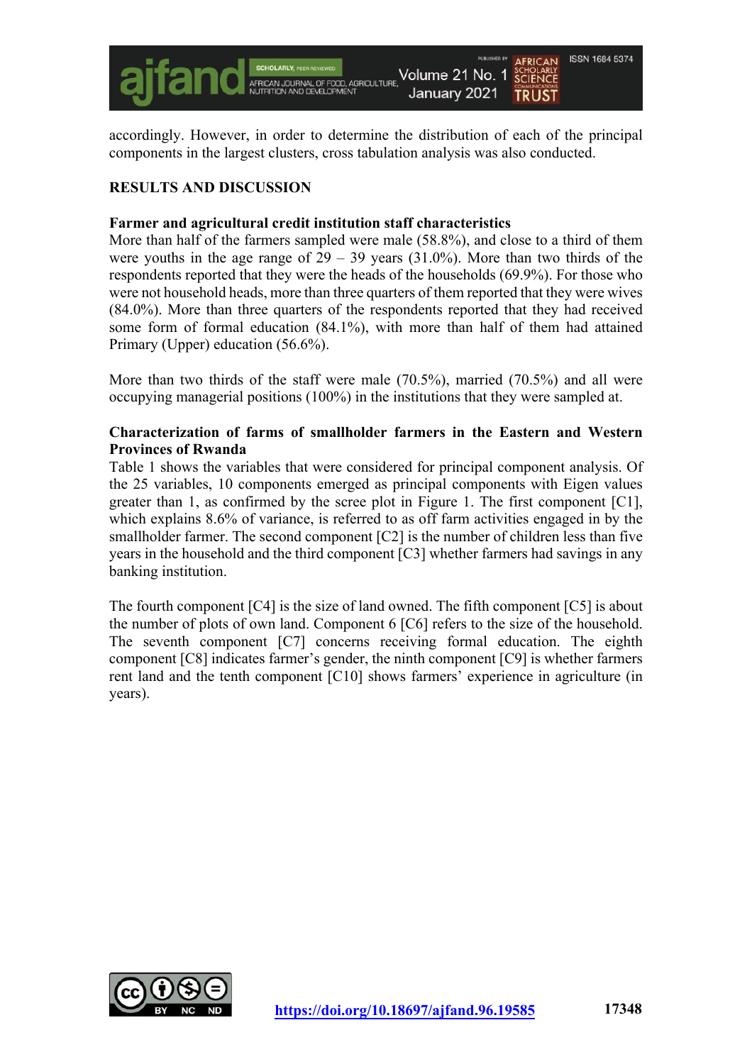accordingly. However, in order to determine the distribution of each of the principal components in the largest clusters, cross tabulation analysis was also conducted.

## RESULTS AND DISCUSSION

### Farmer and agricultural credit institution staff characteristics

More than half of the farmers sampled were male (58.8%), and close to a third of them were youths in the age range of 29 – 39 years (31.0%). More than two thirds of the respondents reported that they were the heads of the households (69.9%). For those who were not household heads, more than three quarters of them reported that they were wives (84.0%). More than three quarters of the respondents reported that they had received some form of formal education (84.1%), with more than half of them had attained Primary (Upper) education (56.6%).

More than two thirds of the staff were male (70.5%), married (70.5%) and all were occupying managerial positions (100%) in the institutions that they were sampled at.

### Characterization of farms of smallholder farmers in the Eastern and Western Provinces of Rwanda

Table 1 shows the variables that were considered for principal component analysis. Of the 25 variables, 10 components emerged as principal components with Eigen values greater than 1, as confirmed by the scree plot in Figure 1. The first component [C1], which explains 8.6% of variance, is referred to as off farm activities engaged in by the smallholder farmer. The second component [C2] is the number of children less than five years in the household and the third component [C3] whether farmers had savings in any banking institution.

The fourth component [C4] is the size of land owned. The fifth component [C5] is about the number of plots of own land. Component 6 [C6] refers to the size of the household. The seventh component [C7] concerns receiving formal education. The eighth component [C8] indicates farmer's gender, the ninth component [C9] is whether farmers rent land and the tenth component [C10] shows farmers' experience in agriculture (in years).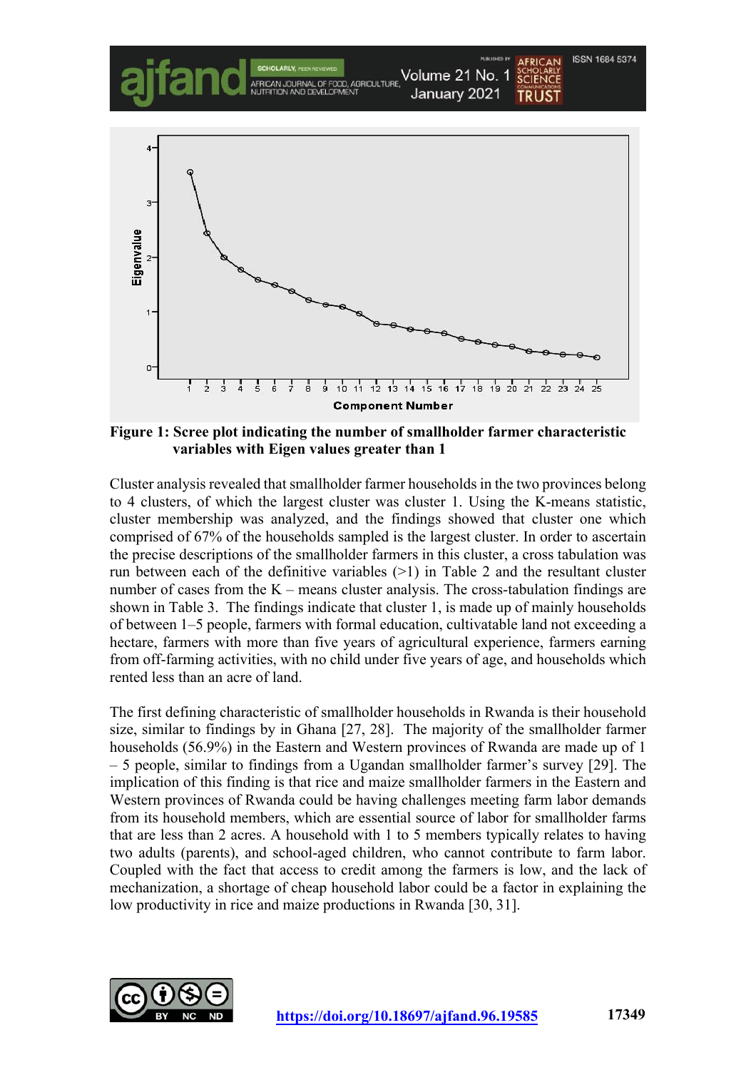Eigenvalue

4
3
2
1
0

1 2 3 4 5 6 7 8 9 10 11 12 13 14 15 16 17 18 19 20 21 22 23 24 25

Component Number

**Figure 1: Scree plot indicating the number of smallholder farmer characteristic variables with Eigen values greater than 1**

Cluster analysis revealed that smallholder farmer households in the two provinces belong to 4 clusters, of which the largest cluster was cluster 1. Using the K-means statistic, cluster membership was analyzed, and the findings showed that cluster one which comprised of 67% of the households sampled is the largest cluster. In order to ascertain the precise descriptions of the smallholder farmers in this cluster, a cross tabulation was run between each of the definitive variables (>1) in Table 2 and the resultant cluster number of cases from the K – means cluster analysis. The cross-tabulation findings are shown in Table 3. The findings indicate that cluster 1, is made up of mainly households of between 1–5 people, farmers with formal education, cultivatable land not exceeding a hectare, farmers with more than five years of agricultural experience, farmers earning from off-farming activities, with no child under five years of age, and households which rented less than an acre of land.

The first defining characteristic of smallholder households in Rwanda is their household size, similar to findings by in Ghana [27, 28]. The majority of the smallholder farmer households (56.9%) in the Eastern and Western provinces of Rwanda are made up of 1 – 5 people, similar to findings from a Ugandan smallholder farmer's survey [29]. The implication of this finding is that rice and maize smallholder farmers in the Eastern and Western provinces of Rwanda could be having challenges meeting farm labor demands from its household members, which are essential source of labor for smallholder farms that are less than 2 acres. A household with 1 to 5 members typically relates to having two adults (parents), and school-aged children, who cannot contribute to farm labor. Coupled with the fact that access to credit among the farmers is low, and the lack of mechanization, a shortage of cheap household labor could be a factor in explaining the low productivity in rice and maize productions in Rwanda [30, 31].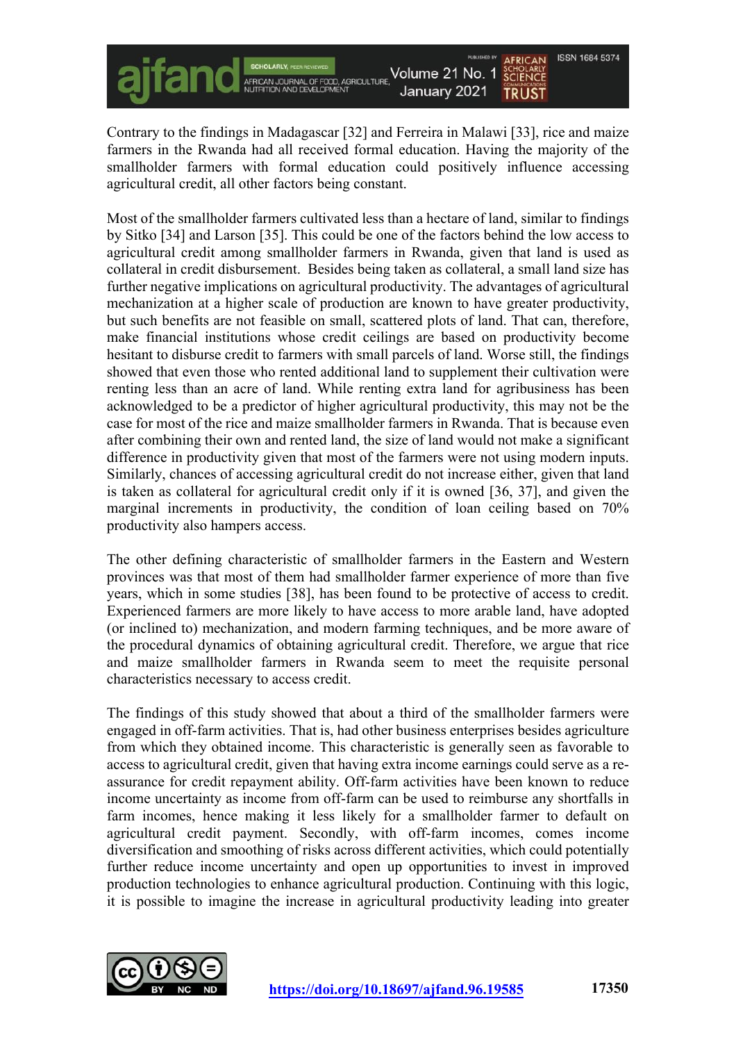Contrary to the findings in Madagascar [32] and Ferreira in Malawi [33], rice and maize farmers in the Rwanda had all received formal education. Having the majority of the smallholder farmers with formal education could positively influence accessing agricultural credit, all other factors being constant.

Most of the smallholder farmers cultivated less than a hectare of land, similar to findings by Sitko [34] and Larson [35]. This could be one of the factors behind the low access to agricultural credit among smallholder farmers in Rwanda, given that land is used as collateral in credit disbursement. Besides being taken as collateral, a small land size has further negative implications on agricultural productivity. The advantages of agricultural mechanization at a higher scale of production are known to have greater productivity, but such benefits are not feasible on small, scattered plots of land. That can, therefore, make financial institutions whose credit ceilings are based on productivity become hesitant to disburse credit to farmers with small parcels of land. Worse still, the findings showed that even those who rented additional land to supplement their cultivation were renting less than an acre of land. While renting extra land for agribusiness has been acknowledged to be a predictor of higher agricultural productivity, this may not be the case for most of the rice and maize smallholder farmers in Rwanda. That is because even after combining their own and rented land, the size of land would not make a significant difference in productivity given that most of the farmers were not using modern inputs. Similarly, chances of accessing agricultural credit do not increase either, given that land is taken as collateral for agricultural credit only if it is owned [36, 37], and given the marginal increments in productivity, the condition of loan ceiling based on 70% productivity also hampers access.

The other defining characteristic of smallholder farmers in the Eastern and Western provinces was that most of them had smallholder farmer experience of more than five years, which in some studies [38], has been found to be protective of access to credit. Experienced farmers are more likely to have access to more arable land, have adopted (or inclined to) mechanization, and modern farming techniques, and be more aware of the procedural dynamics of obtaining agricultural credit. Therefore, we argue that rice and maize smallholder farmers in Rwanda seem to meet the requisite personal characteristics necessary to access credit.

The findings of this study showed that about a third of the smallholder farmers were engaged in off-farm activities. That is, had other business enterprises besides agriculture from which they obtained income. This characteristic is generally seen as favorable to access to agricultural credit, given that having extra income earnings could serve as a re-assurance for credit repayment ability. Off-farm activities have been known to reduce income uncertainty as income from off-farm can be used to reimburse any shortfalls in farm incomes, hence making it less likely for a smallholder farmer to default on agricultural credit payment. Secondly, with off-farm incomes, comes income diversification and smoothing of risks across different activities, which could potentially further reduce income uncertainty and open up opportunities to invest in improved production technologies to enhance agricultural production. Continuing with this logic, it is possible to imagine the increase in agricultural productivity leading into greater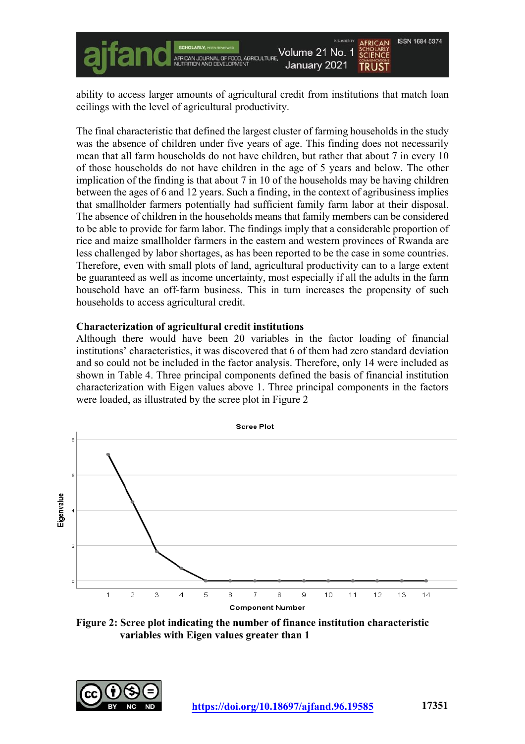ability to access larger amounts of agricultural credit from institutions that match loan ceilings with the level of agricultural productivity.

The final characteristic that defined the largest cluster of farming households in the study was the absence of children under five years of age. This finding does not necessarily mean that all farm households do not have children, but rather that about 7 in every 10 of those households do not have children in the age of 5 years and below. The other implication of the finding is that about 7 in 10 of the households may be having children between the ages of 6 and 12 years. Such a finding, in the context of agribusiness implies that smallholder farmers potentially had sufficient family farm labor at their disposal. The absence of children in the households means that family members can be considered to be able to provide for farm labor. The findings imply that a considerable proportion of rice and maize smallholder farmers in the eastern and western provinces of Rwanda are less challenged by labor shortages, as has been reported to be the case in some countries. Therefore, even with small plots of land, agricultural productivity can to a large extent be guaranteed as well as income uncertainty, most especially if all the adults in the farm household have an off-farm business. This in turn increases the propensity of such households to access agricultural credit.

**Characterization of agricultural credit institutions**

Although there would have been 20 variables in the factor loading of financial institutions' characteristics, it was discovered that 6 of them had zero standard deviation and so could not be included in the factor analysis. Therefore, only 14 were included as shown in Table 4. Three principal components defined the basis of financial institution characterization with Eigen values above 1. Three principal components in the factors were loaded, as illustrated by the scree plot in Figure 2

Scree Plot

Eigenvalue

8
6
4
2
0

1 2 3 4 5 6 7 8 9 10 11 12 13 14

Component Number

**Figure 2: Scree plot indicating the number of finance institution characteristic variables with Eigen values greater than 1**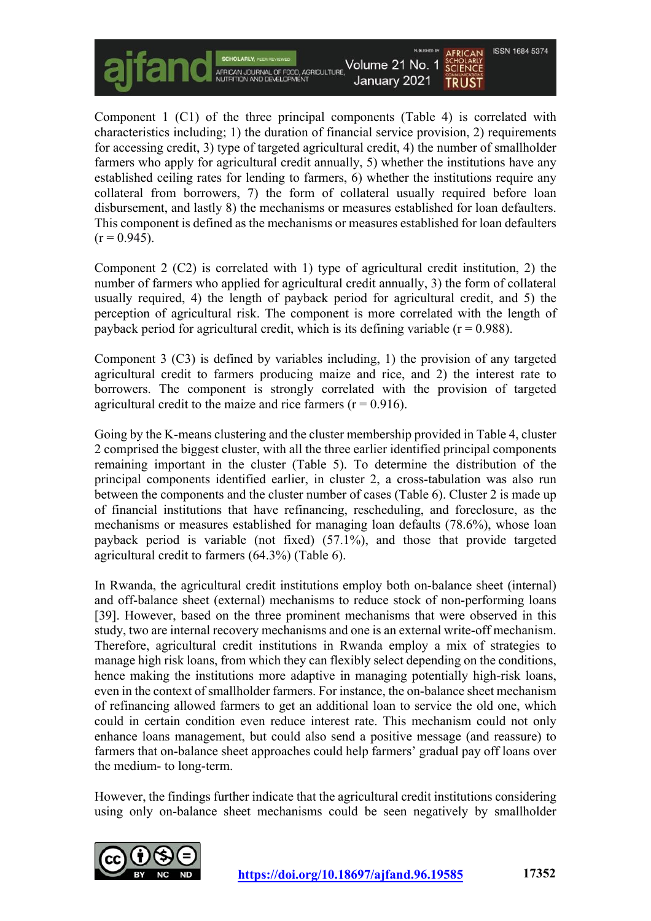Component 1 (C1) of the three principal components (Table 4) is correlated with characteristics including; 1) the duration of financial service provision, 2) requirements for accessing credit, 3) type of targeted agricultural credit, 4) the number of smallholder farmers who apply for agricultural credit annually, 5) whether the institutions have any established ceiling rates for lending to farmers, 6) whether the institutions require any collateral from borrowers, 7) the form of collateral usually required before loan disbursement, and lastly 8) the mechanisms or measures established for loan defaulters. This component is defined as the mechanisms or measures established for loan defaulters ($r = 0.945$).

Component 2 (C2) is correlated with 1) type of agricultural credit institution, 2) the number of farmers who applied for agricultural credit annually, 3) the form of collateral usually required, 4) the length of payback period for agricultural credit, and 5) the perception of agricultural risk. The component is more correlated with the length of payback period for agricultural credit, which is its defining variable ($r = 0.988$).

Component 3 (C3) is defined by variables including, 1) the provision of any targeted agricultural credit to farmers producing maize and rice, and 2) the interest rate to borrowers. The component is strongly correlated with the provision of targeted agricultural credit to the maize and rice farmers ($r = 0.916$).

Going by the K-means clustering and the cluster membership provided in Table 4, cluster 2 comprised the biggest cluster, with all the three earlier identified principal components remaining important in the cluster (Table 5). To determine the distribution of the principal components identified earlier, in cluster 2, a cross-tabulation was also run between the components and the cluster number of cases (Table 6). Cluster 2 is made up of financial institutions that have refinancing, rescheduling, and foreclosure, as the mechanisms or measures established for managing loan defaults (78.6%), whose loan payback period is variable (not fixed) (57.1%), and those that provide targeted agricultural credit to farmers (64.3%) (Table 6).

In Rwanda, the agricultural credit institutions employ both on-balance sheet (internal) and off-balance sheet (external) mechanisms to reduce stock of non-performing loans [39]. However, based on the three prominent mechanisms that were observed in this study, two are internal recovery mechanisms and one is an external write-off mechanism. Therefore, agricultural credit institutions in Rwanda employ a mix of strategies to manage high risk loans, from which they can flexibly select depending on the conditions, hence making the institutions more adaptive in managing potentially high-risk loans, even in the context of smallholder farmers. For instance, the on-balance sheet mechanism of refinancing allowed farmers to get an additional loan to service the old one, which could in certain condition even reduce interest rate. This mechanism could not only enhance loans management, but could also send a positive message (and reassure) to farmers that on-balance sheet approaches could help farmers' gradual pay off loans over the medium- to long-term.

However, the findings further indicate that the agricultural credit institutions considering using only on-balance sheet mechanisms could be seen negatively by smallholder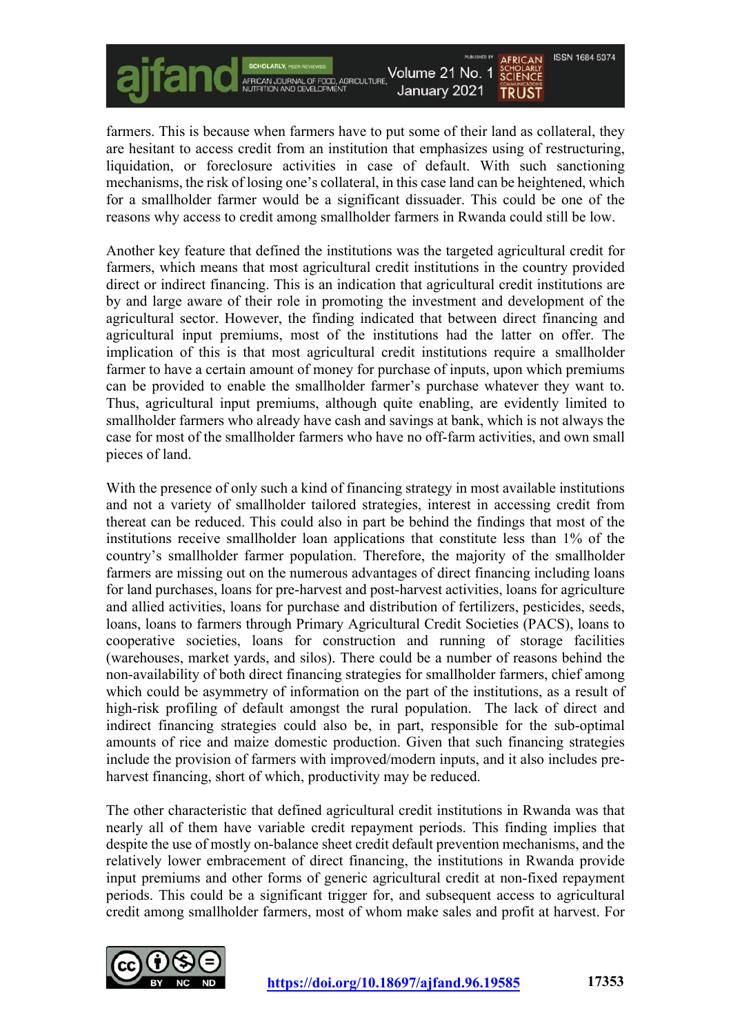farmers. This is because when farmers have to put some of their land as collateral, they are hesitant to access credit from an institution that emphasizes using of restructuring, liquidation, or foreclosure activities in case of default. With such sanctioning mechanisms, the risk of losing one's collateral, in this case land can be heightened, which for a smallholder farmer would be a significant dissuader. This could be one of the reasons why access to credit among smallholder farmers in Rwanda could still be low.

Another key feature that defined the institutions was the targeted agricultural credit for farmers, which means that most agricultural credit institutions in the country provided direct or indirect financing. This is an indication that agricultural credit institutions are by and large aware of their role in promoting the investment and development of the agricultural sector. However, the finding indicated that between direct financing and agricultural input premiums, most of the institutions had the latter on offer. The implication of this is that most agricultural credit institutions require a smallholder farmer to have a certain amount of money for purchase of inputs, upon which premiums can be provided to enable the smallholder farmer's purchase whatever they want to. Thus, agricultural input premiums, although quite enabling, are evidently limited to smallholder farmers who already have cash and savings at bank, which is not always the case for most of the smallholder farmers who have no off-farm activities, and own small pieces of land.

With the presence of only such a kind of financing strategy in most available institutions and not a variety of smallholder tailored strategies, interest in accessing credit from thereat can be reduced. This could also in part be behind the findings that most of the institutions receive smallholder loan applications that constitute less than 1% of the country's smallholder farmer population. Therefore, the majority of the smallholder farmers are missing out on the numerous advantages of direct financing including loans for land purchases, loans for pre-harvest and post-harvest activities, loans for agriculture and allied activities, loans for purchase and distribution of fertilizers, pesticides, seeds, loans, loans to farmers through Primary Agricultural Credit Societies (PACS), loans to cooperative societies, loans for construction and running of storage facilities (warehouses, market yards, and silos). There could be a number of reasons behind the non-availability of both direct financing strategies for smallholder farmers, chief among which could be asymmetry of information on the part of the institutions, as a result of high-risk profiling of default amongst the rural population. The lack of direct and indirect financing strategies could also be, in part, responsible for the sub-optimal amounts of rice and maize domestic production. Given that such financing strategies include the provision of farmers with improved/modern inputs, and it also includes pre-harvest financing, short of which, productivity may be reduced.

The other characteristic that defined agricultural credit institutions in Rwanda was that nearly all of them have variable credit repayment periods. This finding implies that despite the use of mostly on-balance sheet credit default prevention mechanisms, and the relatively lower embracement of direct financing, the institutions in Rwanda provide input premiums and other forms of generic agricultural credit at non-fixed repayment periods. This could be a significant trigger for, and subsequent access to agricultural credit among smallholder farmers, most of whom make sales and profit at harvest. For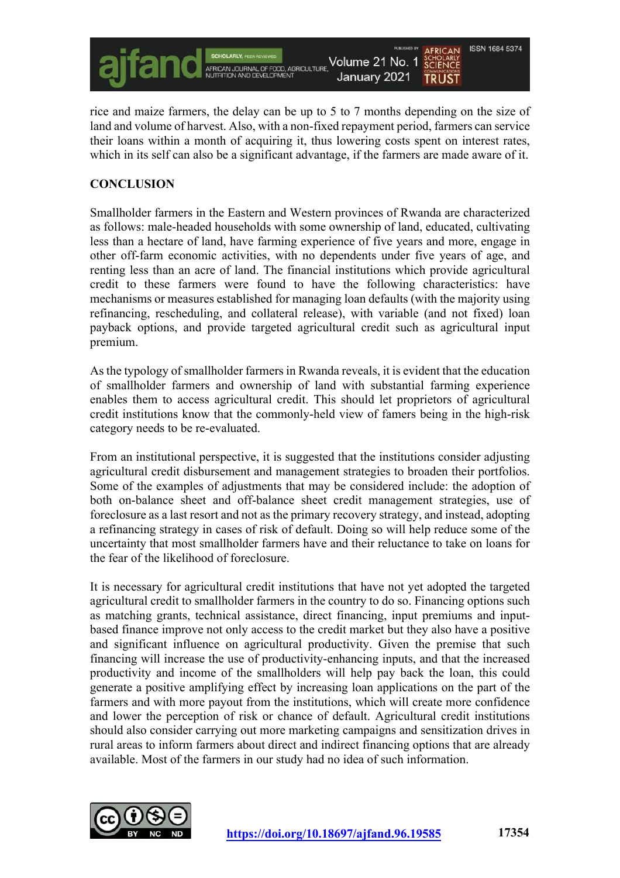rice and maize farmers, the delay can be up to 5 to 7 months depending on the size of land and volume of harvest. Also, with a non-fixed repayment period, farmers can service their loans within a month of acquiring it, thus lowering costs spent on interest rates, which in its self can also be a significant advantage, if the farmers are made aware of it.

## CONCLUSION

Smallholder farmers in the Eastern and Western provinces of Rwanda are characterized as follows: male-headed households with some ownership of land, educated, cultivating less than a hectare of land, have farming experience of five years and more, engage in other off-farm economic activities, with no dependents under five years of age, and renting less than an acre of land. The financial institutions which provide agricultural credit to these farmers were found to have the following characteristics: have mechanisms or measures established for managing loan defaults (with the majority using refinancing, rescheduling, and collateral release), with variable (and not fixed) loan payback options, and provide targeted agricultural credit such as agricultural input premium.

As the typology of smallholder farmers in Rwanda reveals, it is evident that the education of smallholder farmers and ownership of land with substantial farming experience enables them to access agricultural credit. This should let proprietors of agricultural credit institutions know that the commonly-held view of famers being in the high-risk category needs to be re-evaluated.

From an institutional perspective, it is suggested that the institutions consider adjusting agricultural credit disbursement and management strategies to broaden their portfolios. Some of the examples of adjustments that may be considered include: the adoption of both on-balance sheet and off-balance sheet credit management strategies, use of foreclosure as a last resort and not as the primary recovery strategy, and instead, adopting a refinancing strategy in cases of risk of default. Doing so will help reduce some of the uncertainty that most smallholder farmers have and their reluctance to take on loans for the fear of the likelihood of foreclosure.

It is necessary for agricultural credit institutions that have not yet adopted the targeted agricultural credit to smallholder farmers in the country to do so. Financing options such as matching grants, technical assistance, direct financing, input premiums and input-based finance improve not only access to the credit market but they also have a positive and significant influence on agricultural productivity. Given the premise that such financing will increase the use of productivity-enhancing inputs, and that the increased productivity and income of the smallholders will help pay back the loan, this could generate a positive amplifying effect by increasing loan applications on the part of the farmers and with more payout from the institutions, which will create more confidence and lower the perception of risk or chance of default. Agricultural credit institutions should also consider carrying out more marketing campaigns and sensitization drives in rural areas to inform farmers about direct and indirect financing options that are already available. Most of the farmers in our study had no idea of such information.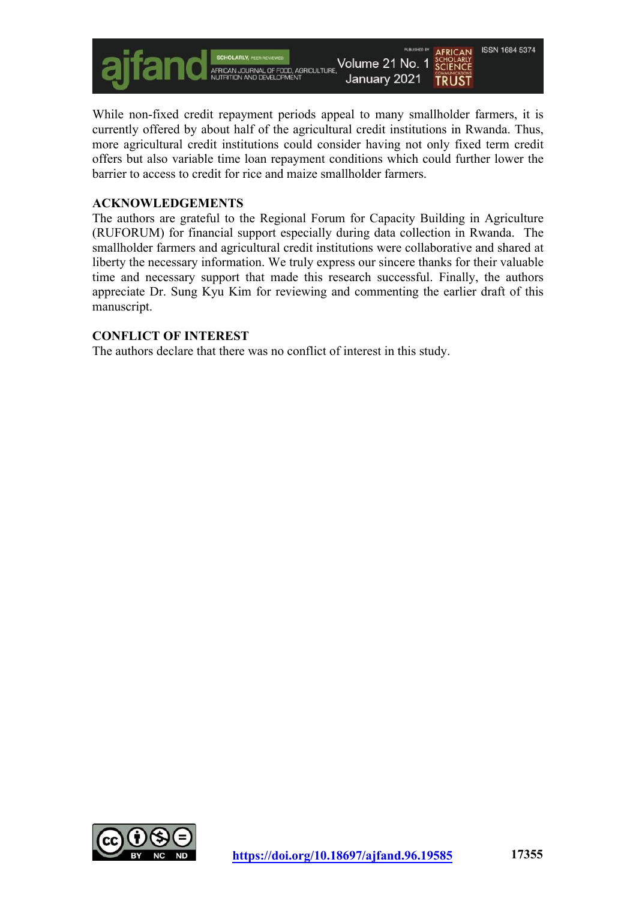While non-fixed credit repayment periods appeal to many smallholder farmers, it is currently offered by about half of the agricultural credit institutions in Rwanda. Thus, more agricultural credit institutions could consider having not only fixed term credit offers but also variable time loan repayment conditions which could further lower the barrier to access to credit for rice and maize smallholder farmers.

## ACKNOWLEDGEMENTS

The authors are grateful to the Regional Forum for Capacity Building in Agriculture (RUFORUM) for financial support especially during data collection in Rwanda. The smallholder farmers and agricultural credit institutions were collaborative and shared at liberty the necessary information. We truly express our sincere thanks for their valuable time and necessary support that made this research successful. Finally, the authors appreciate Dr. Sung Kyu Kim for reviewing and commenting the earlier draft of this manuscript.

## CONFLICT OF INTEREST

The authors declare that there was no conflict of interest in this study.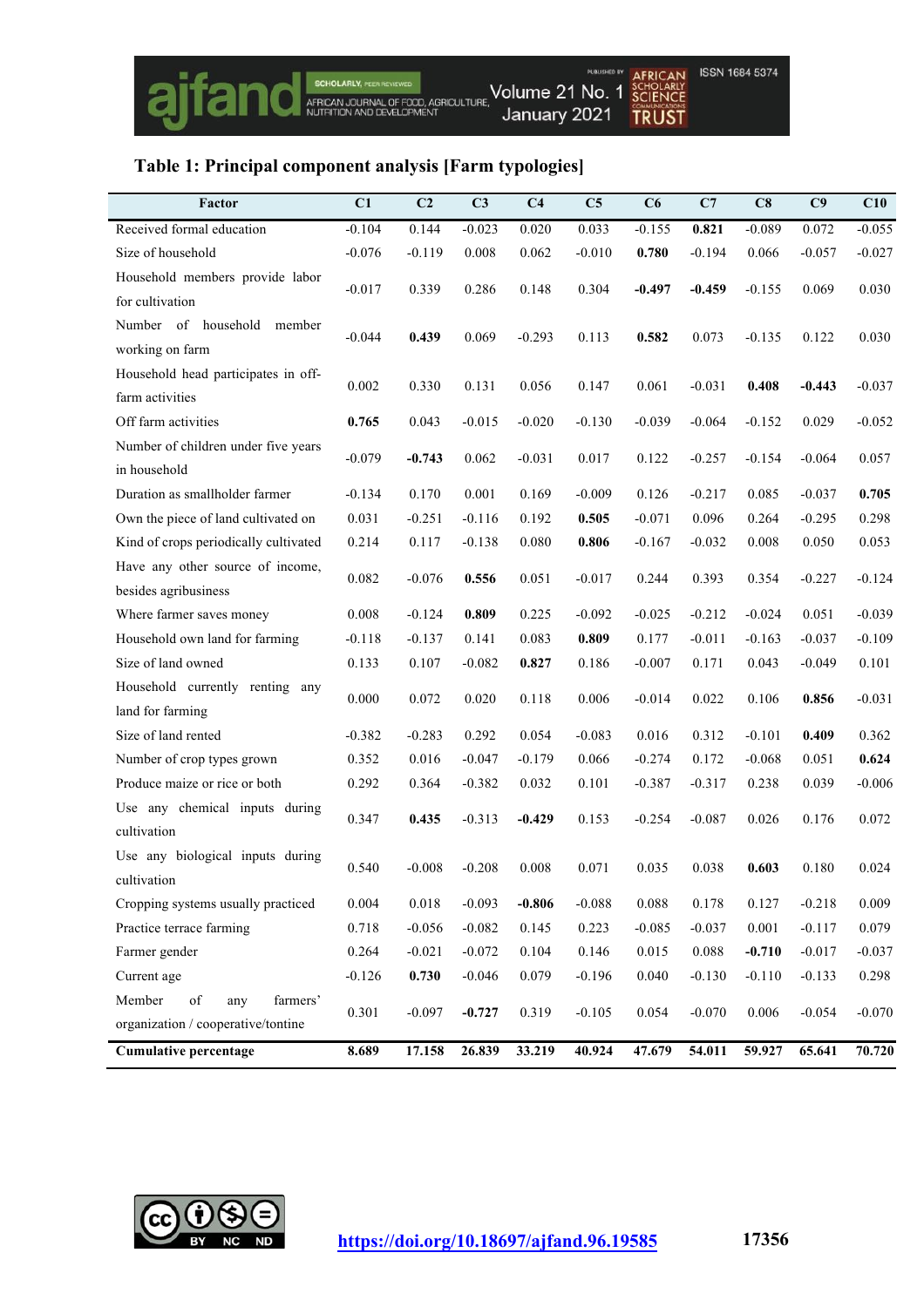**Table 1: Principal component analysis [Farm typologies]**

| Factor | C1 | C2 | C3 | C4 | C5 | C6 | C7 | C8 | C9 | C10 |
|---|---|---|---|---|---|---|---|---|---|---|
| Received formal education | -0.104 | 0.144 | -0.023 | 0.020 | 0.033 | -0.155 | **0.821** | -0.089 | 0.072 | -0.055 |
| Size of household | -0.076 | -0.119 | 0.008 | 0.062 | -0.010 | **0.780** | -0.194 | 0.066 | -0.057 | -0.027 |
| Household members provide labor for cultivation | -0.017 | 0.339 | 0.286 | 0.148 | 0.304 | **-0.497** | **-0.459** | -0.155 | 0.069 | 0.030 |
| Number of household member working on farm | -0.044 | **0.439** | 0.069 | -0.293 | 0.113 | **0.582** | 0.073 | -0.135 | 0.122 | 0.030 |
| Household head participates in off-farm activities | 0.002 | 0.330 | 0.131 | 0.056 | 0.147 | 0.061 | -0.031 | **0.408** | **-0.443** | -0.037 |
| Off farm activities | **0.765** | 0.043 | -0.015 | -0.020 | -0.130 | -0.039 | -0.064 | -0.152 | 0.029 | -0.052 |
| Number of children under five years in household | -0.079 | **-0.743** | 0.062 | -0.031 | 0.017 | 0.122 | -0.257 | -0.154 | -0.064 | 0.057 |
| Duration as smallholder farmer | -0.134 | 0.170 | 0.001 | 0.169 | -0.009 | 0.126 | -0.217 | 0.085 | -0.037 | **0.705** |
| Own the piece of land cultivated on | 0.031 | -0.251 | -0.116 | 0.192 | **0.505** | -0.071 | 0.096 | 0.264 | -0.295 | 0.298 |
| Kind of crops periodically cultivated | 0.214 | 0.117 | -0.138 | 0.080 | **0.806** | -0.167 | -0.032 | 0.008 | 0.050 | 0.053 |
| Have any other source of income, besides agribusiness | 0.082 | -0.076 | **0.556** | 0.051 | -0.017 | 0.244 | 0.393 | 0.354 | -0.227 | -0.124 |
| Where farmer saves money | 0.008 | -0.124 | **0.809** | 0.225 | -0.092 | -0.025 | -0.212 | -0.024 | 0.051 | -0.039 |
| Household own land for farming | -0.118 | -0.137 | 0.141 | 0.083 | **0.809** | 0.177 | -0.011 | -0.163 | -0.037 | -0.109 |
| Size of land owned | 0.133 | 0.107 | -0.082 | **0.827** | 0.186 | -0.007 | 0.171 | 0.043 | -0.049 | 0.101 |
| Household currently renting any land for farming | 0.000 | 0.072 | 0.020 | 0.118 | 0.006 | -0.014 | 0.022 | 0.106 | **0.856** | -0.031 |
| Size of land rented | -0.382 | -0.283 | 0.292 | 0.054 | -0.083 | 0.016 | 0.312 | -0.101 | **0.409** | 0.362 |
| Number of crop types grown | 0.352 | 0.016 | -0.047 | -0.179 | 0.066 | -0.274 | 0.172 | -0.068 | 0.051 | **0.624** |
| Produce maize or rice or both | 0.292 | 0.364 | -0.382 | 0.032 | 0.101 | -0.387 | -0.317 | 0.238 | 0.039 | -0.006 |
| Use any chemical inputs during cultivation | 0.347 | **0.435** | -0.313 | **-0.429** | 0.153 | -0.254 | -0.087 | 0.026 | 0.176 | 0.072 |
| Use any biological inputs during cultivation | 0.540 | -0.008 | -0.208 | 0.008 | 0.071 | 0.035 | 0.038 | **0.603** | 0.180 | 0.024 |
| Cropping systems usually practiced | 0.004 | 0.018 | -0.093 | **-0.806** | -0.088 | 0.088 | 0.178 | 0.127 | -0.218 | 0.009 |
| Practice terrace farming | 0.718 | -0.056 | -0.082 | 0.145 | 0.223 | -0.085 | -0.037 | 0.001 | -0.117 | 0.079 |
| Farmer gender | 0.264 | -0.021 | -0.072 | 0.104 | 0.146 | 0.015 | 0.088 | **-0.710** | -0.017 | -0.037 |
| Current age | -0.126 | **0.730** | -0.046 | 0.079 | -0.196 | 0.040 | -0.130 | -0.110 | -0.133 | 0.298 |
| Member of any farmers' organization / cooperative/tontine | 0.301 | -0.097 | **-0.727** | 0.319 | -0.105 | 0.054 | -0.070 | 0.006 | -0.054 | -0.070 |
| **Cumulative percentage** | **8.689** | **17.158** | **26.839** | **33.219** | **40.924** | **47.679** | **54.011** | **59.927** | **65.641** | **70.720** |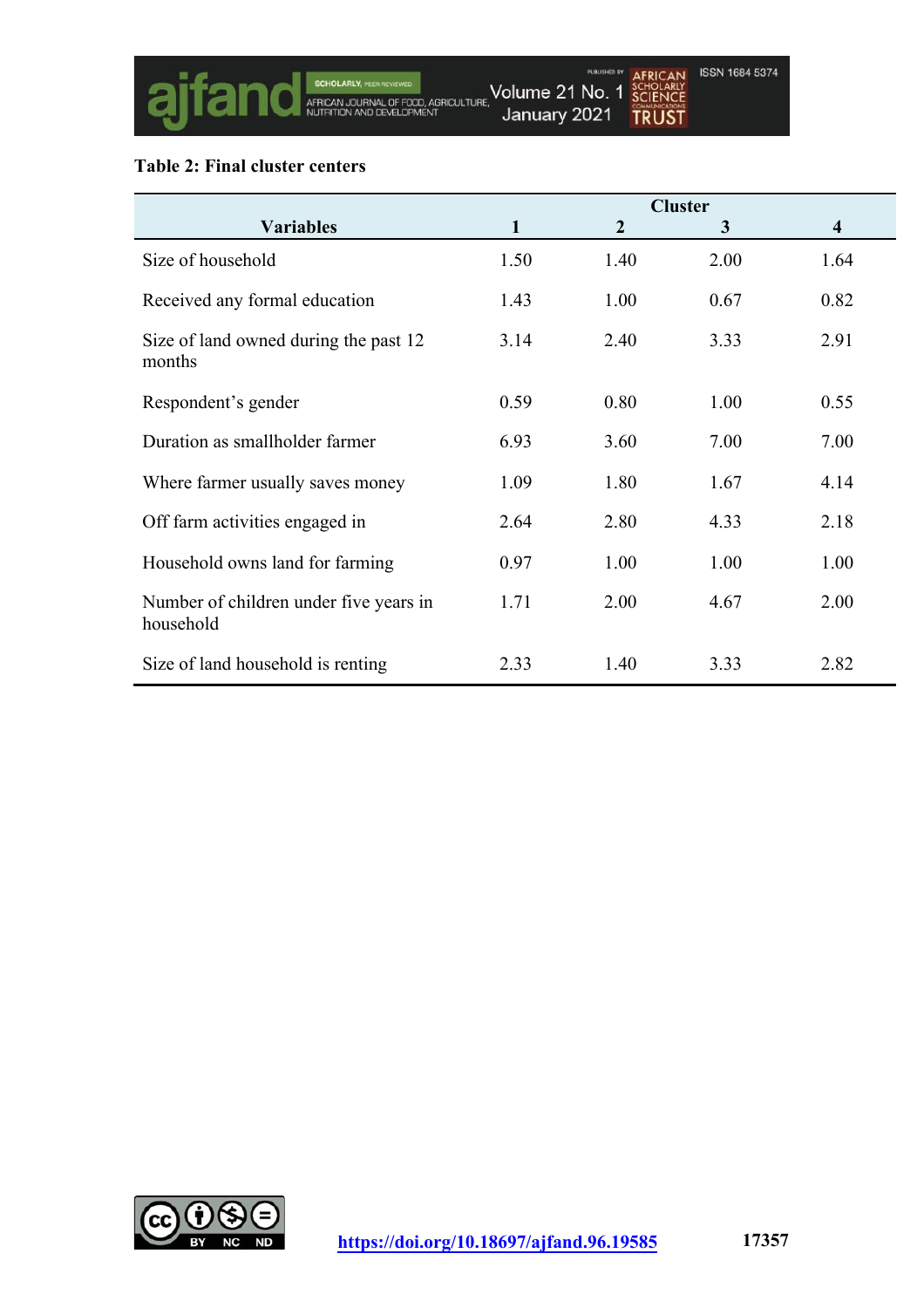**Table 2: Final cluster centers**

| Variables | Cluster 1 | 2 | 3 | 4 |
|---|---|---|---|---|
| Size of household | 1.50 | 1.40 | 2.00 | 1.64 |
| Received any formal education | 1.43 | 1.00 | 0.67 | 0.82 |
| Size of land owned during the past 12 months | 3.14 | 2.40 | 3.33 | 2.91 |
| Respondent's gender | 0.59 | 0.80 | 1.00 | 0.55 |
| Duration as smallholder farmer | 6.93 | 3.60 | 7.00 | 7.00 |
| Where farmer usually saves money | 1.09 | 1.80 | 1.67 | 4.14 |
| Off farm activities engaged in | 2.64 | 2.80 | 4.33 | 2.18 |
| Household owns land for farming | 0.97 | 1.00 | 1.00 | 1.00 |
| Number of children under five years in household | 1.71 | 2.00 | 4.67 | 2.00 |
| Size of land household is renting | 2.33 | 1.40 | 3.33 | 2.82 |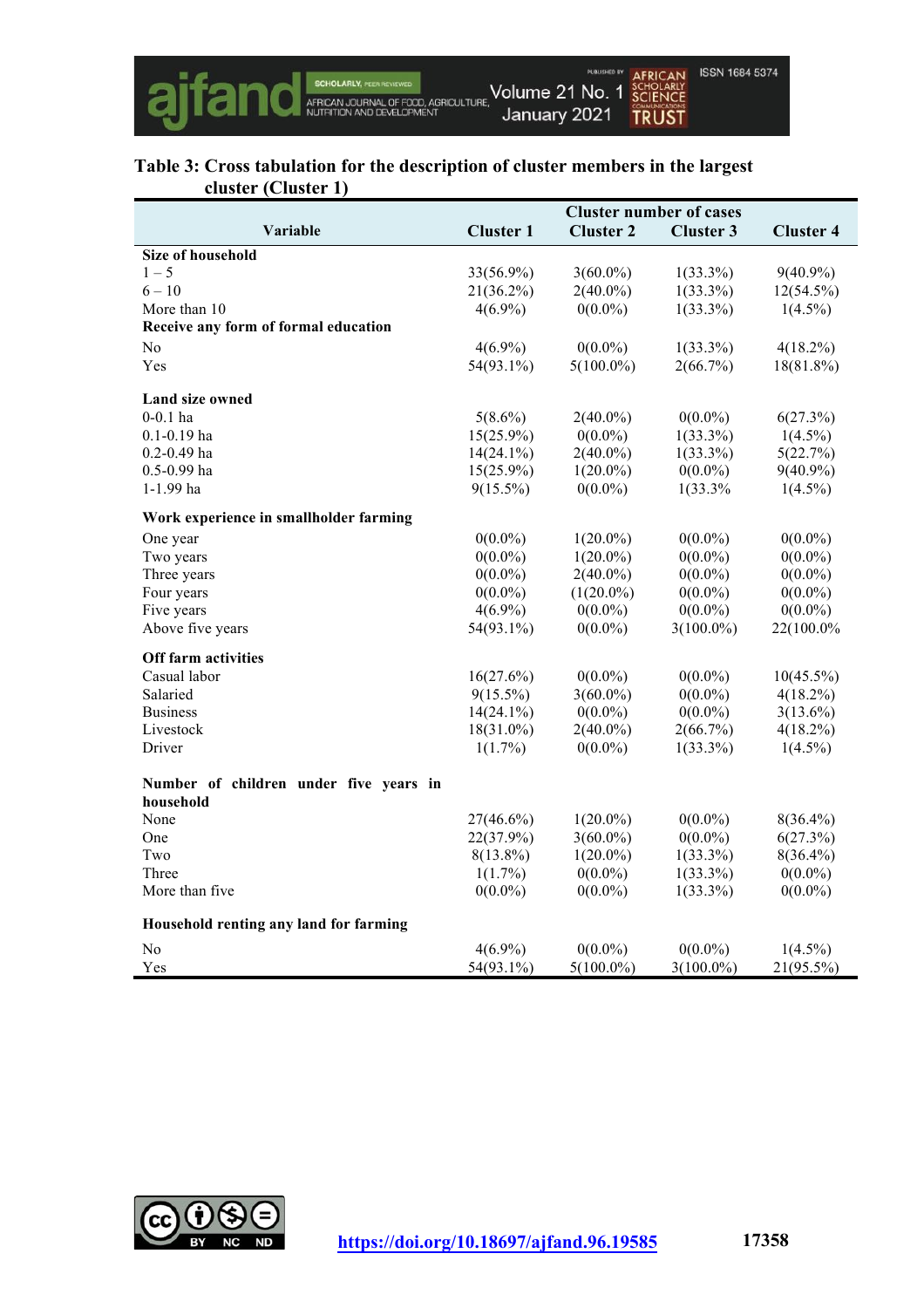**Table 3: Cross tabulation for the description of cluster members in the largest cluster (Cluster 1)**

| Variable | Cluster number of cases | | | |
|---|---|---|---|---|
| | Cluster 1 | Cluster 2 | Cluster 3 | Cluster 4 |
| **Size of household** | | | | |
| 1 – 5 | 33(56.9%) | 3(60.0%) | 1(33.3%) | 9(40.9%) |
| 6 – 10 | 21(36.2%) | 2(40.0%) | 1(33.3%) | 12(54.5%) |
| More than 10 | 4(6.9%) | 0(0.0%) | 1(33.3%) | 1(4.5%) |
| **Receive any form of formal education** | | | | |
| No | 4(6.9%) | 0(0.0%) | 1(33.3%) | 4(18.2%) |
| Yes | 54(93.1%) | 5(100.0%) | 2(66.7%) | 18(81.8%) |
| **Land size owned** | | | | |
| 0-0.1 ha | 5(8.6%) | 2(40.0%) | 0(0.0%) | 6(27.3%) |
| 0.1-0.19 ha | 15(25.9%) | 0(0.0%) | 1(33.3%) | 1(4.5%) |
| 0.2-0.49 ha | 14(24.1%) | 2(40.0%) | 1(33.3%) | 5(22.7%) |
| 0.5-0.99 ha | 15(25.9%) | 1(20.0%) | 0(0.0%) | 9(40.9%) |
| 1-1.99 ha | 9(15.5%) | 0(0.0%) | 1(33.3% | 1(4.5%) |
| **Work experience in smallholder farming** | | | | |
| One year | 0(0.0%) | 1(20.0%) | 0(0.0%) | 0(0.0%) |
| Two years | 0(0.0%) | 1(20.0%) | 0(0.0%) | 0(0.0%) |
| Three years | 0(0.0%) | 2(40.0%) | 0(0.0%) | 0(0.0%) |
| Four years | 0(0.0%) | (1(20.0%) | 0(0.0%) | 0(0.0%) |
| Five years | 4(6.9%) | 0(0.0%) | 0(0.0%) | 0(0.0%) |
| Above five years | 54(93.1%) | 0(0.0%) | 3(100.0%) | 22(100.0% |
| **Off farm activities** | | | | |
| Casual labor | 16(27.6%) | 0(0.0%) | 0(0.0%) | 10(45.5%) |
| Salaried | 9(15.5%) | 3(60.0%) | 0(0.0%) | 4(18.2%) |
| Business | 14(24.1%) | 0(0.0%) | 0(0.0%) | 3(13.6%) |
| Livestock | 18(31.0%) | 2(40.0%) | 2(66.7%) | 4(18.2%) |
| Driver | 1(1.7%) | 0(0.0%) | 1(33.3%) | 1(4.5%) |
| **Number of children under five years in household** | | | | |
| None | 27(46.6%) | 1(20.0%) | 0(0.0%) | 8(36.4%) |
| One | 22(37.9%) | 3(60.0%) | 0(0.0%) | 6(27.3%) |
| Two | 8(13.8%) | 1(20.0%) | 1(33.3%) | 8(36.4%) |
| Three | 1(1.7%) | 0(0.0%) | 1(33.3%) | 0(0.0%) |
| More than five | 0(0.0%) | 0(0.0%) | 1(33.3%) | 0(0.0%) |
| **Household renting any land for farming** | | | | |
| No | 4(6.9%) | 0(0.0%) | 0(0.0%) | 1(4.5%) |
| Yes | 54(93.1%) | 5(100.0%) | 3(100.0%) | 21(95.5%) |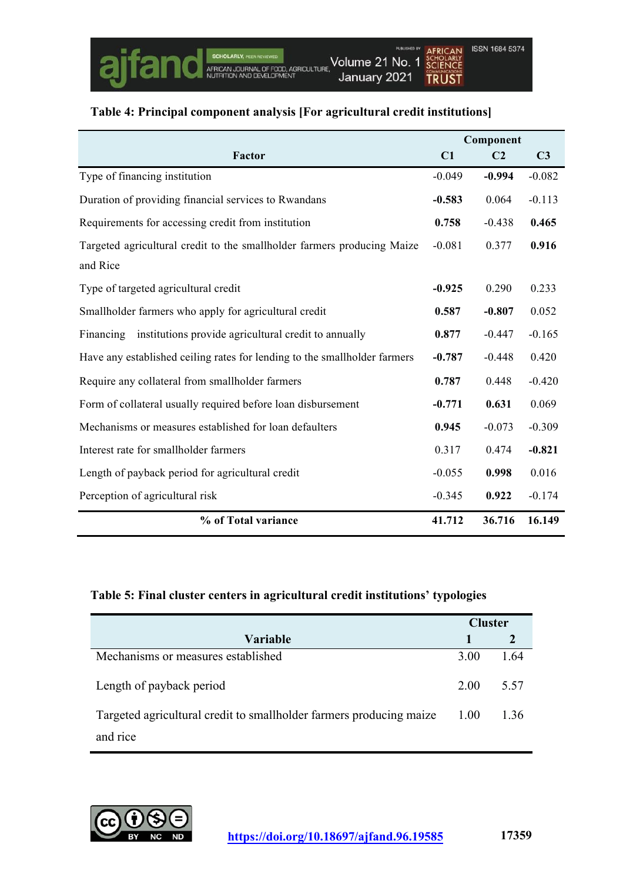**Table 4: Principal component analysis [For agricultural credit institutions]**

| Factor | Component | | |
|---|---|---|---|
| | C1 | C2 | C3 |
| Type of financing institution | -0.049 | **-0.994** | -0.082 |
| Duration of providing financial services to Rwandans | **-0.583** | 0.064 | -0.113 |
| Requirements for accessing credit from institution | **0.758** | -0.438 | **0.465** |
| Targeted agricultural credit to the smallholder farmers producing Maize and Rice | -0.081 | 0.377 | **0.916** |
| Type of targeted agricultural credit | **-0.925** | 0.290 | 0.233 |
| Smallholder farmers who apply for agricultural credit | **0.587** | **-0.807** | 0.052 |
| Financing institutions provide agricultural credit to annually | **0.877** | -0.447 | -0.165 |
| Have any established ceiling rates for lending to the smallholder farmers | **-0.787** | -0.448 | 0.420 |
| Require any collateral from smallholder farmers | **0.787** | 0.448 | -0.420 |
| Form of collateral usually required before loan disbursement | **-0.771** | **0.631** | 0.069 |
| Mechanisms or measures established for loan defaulters | **0.945** | -0.073 | -0.309 |
| Interest rate for smallholder farmers | 0.317 | 0.474 | **-0.821** |
| Length of payback period for agricultural credit | -0.055 | **0.998** | 0.016 |
| Perception of agricultural risk | -0.345 | **0.922** | -0.174 |
| **% of Total variance** | **41.712** | **36.716** | **16.149** |

**Table 5: Final cluster centers in agricultural credit institutions' typologies**

| Variable | Cluster | |
|---|---|---|
| | 1 | 2 |
| Mechanisms or measures established | 3.00 | 1.64 |
| Length of payback period | 2.00 | 5.57 |
| Targeted agricultural credit to smallholder farmers producing maize and rice | 1.00 | 1.36 |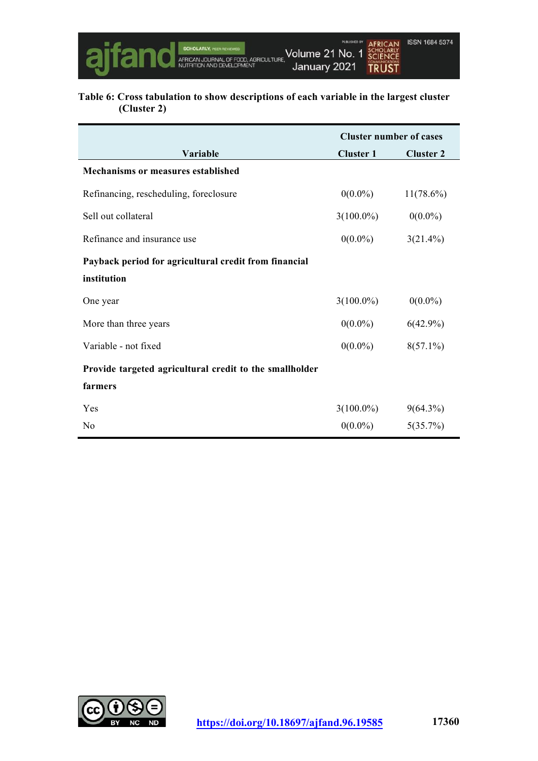**Table 6: Cross tabulation to show descriptions of each variable in the largest cluster (Cluster 2)**

| Variable | Cluster number of cases | |
|---|---|---|
| | Cluster 1 | Cluster 2 |
| **Mechanisms or measures established** | | |
| Refinancing, rescheduling, foreclosure | 0(0.0%) | 11(78.6%) |
| Sell out collateral | 3(100.0%) | 0(0.0%) |
| Refinance and insurance use | 0(0.0%) | 3(21.4%) |
| **Payback period for agricultural credit from financial institution** | | |
| One year | 3(100.0%) | 0(0.0%) |
| More than three years | 0(0.0%) | 6(42.9%) |
| Variable - not fixed | 0(0.0%) | 8(57.1%) |
| **Provide targeted agricultural credit to the smallholder farmers** | | |
| Yes | 3(100.0%) | 9(64.3%) |
| No | 0(0.0%) | 5(35.7%) |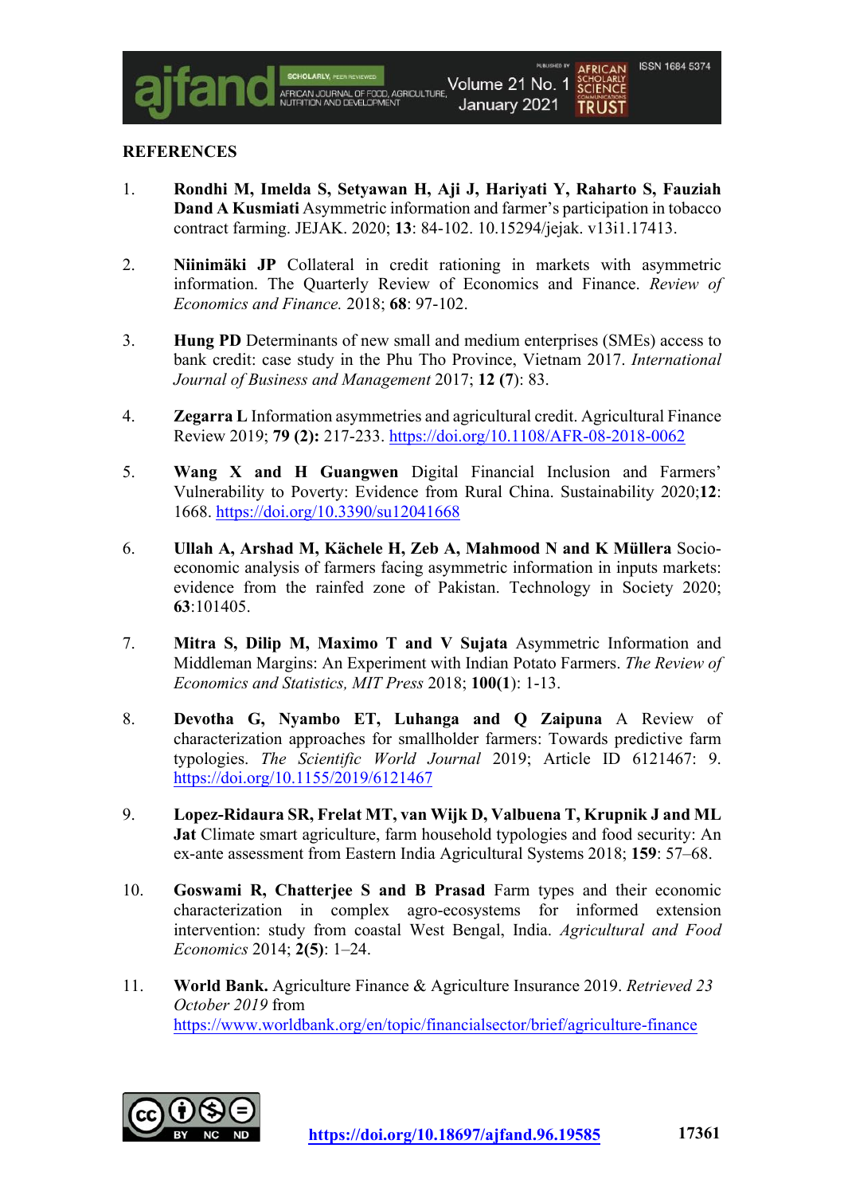## REFERENCES

1. **Rondhi M, Imelda S, Setyawan H, Aji J, Hariyati Y, Raharto S, Fauziah Dand A Kusmiati** Asymmetric information and farmer's participation in tobacco contract farming. JEJAK. 2020; **13**: 84-102. 10.15294/jejak. v13i1.17413.

2. **Niinimäki JP** Collateral in credit rationing in markets with asymmetric information. The Quarterly Review of Economics and Finance. *Review of Economics and Finance.* 2018; **68**: 97-102.

3. **Hung PD** Determinants of new small and medium enterprises (SMEs) access to bank credit: case study in the Phu Tho Province, Vietnam 2017. *International Journal of Business and Management* 2017; **12 (7)**: 83.

4. **Zegarra L** Information asymmetries and agricultural credit. Agricultural Finance Review 2019; **79 (2):** 217-233. https://doi.org/10.1108/AFR-08-2018-0062

5. **Wang X and H Guangwen** Digital Financial Inclusion and Farmers' Vulnerability to Poverty: Evidence from Rural China. Sustainability 2020;**12**: 1668. https://doi.org/10.3390/su12041668

6. **Ullah A, Arshad M, Kächele H, Zeb A, Mahmood N and K Müllera** Socio-economic analysis of farmers facing asymmetric information in inputs markets: evidence from the rainfed zone of Pakistan. Technology in Society 2020; **63**:101405.

7. **Mitra S, Dilip M, Maximo T and V Sujata** Asymmetric Information and Middleman Margins: An Experiment with Indian Potato Farmers. *The Review of Economics and Statistics, MIT Press* 2018; **100(1)**: 1-13.

8. **Devotha G, Nyambo ET, Luhanga and Q Zaipuna** A Review of characterization approaches for smallholder farmers: Towards predictive farm typologies. *The Scientific World Journal* 2019; Article ID 6121467: 9. https://doi.org/10.1155/2019/6121467

9. **Lopez-Ridaura SR, Frelat MT, van Wijk D, Valbuena T, Krupnik J and ML Jat** Climate smart agriculture, farm household typologies and food security: An ex-ante assessment from Eastern India Agricultural Systems 2018; **159**: 57–68.

10. **Goswami R, Chatterjee S and B Prasad** Farm types and their economic characterization in complex agro-ecosystems for informed extension intervention: study from coastal West Bengal, India. *Agricultural and Food Economics* 2014; **2(5)**: 1–24.

11. **World Bank.** Agriculture Finance & Agriculture Insurance 2019. *Retrieved 23 October 2019* from https://www.worldbank.org/en/topic/financialsector/brief/agriculture-finance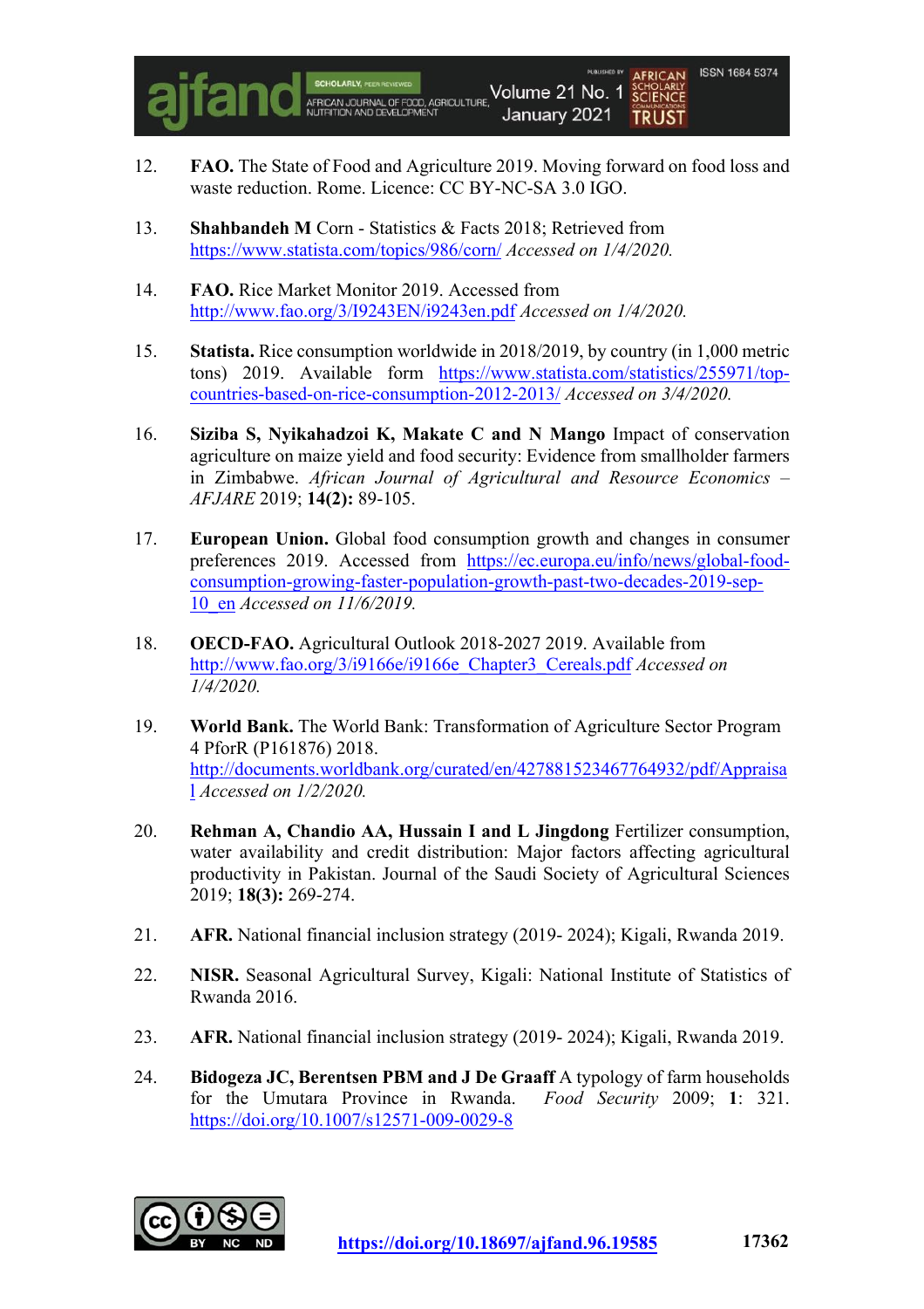12. **FAO.** The State of Food and Agriculture 2019. Moving forward on food loss and waste reduction. Rome. Licence: CC BY-NC-SA 3.0 IGO.

13. **Shahbandeh M** Corn - Statistics & Facts 2018; Retrieved from https://www.statista.com/topics/986/corn/ *Accessed on 1/4/2020.*

14. **FAO.** Rice Market Monitor 2019. Accessed from http://www.fao.org/3/I9243EN/i9243en.pdf *Accessed on 1/4/2020.*

15. **Statista.** Rice consumption worldwide in 2018/2019, by country (in 1,000 metric tons) 2019. Available form https://www.statista.com/statistics/255971/top-countries-based-on-rice-consumption-2012-2013/ *Accessed on 3/4/2020.*

16. **Siziba S, Nyikahadzoi K, Makate C and N Mango** Impact of conservation agriculture on maize yield and food security: Evidence from smallholder farmers in Zimbabwe. *African Journal of Agricultural and Resource Economics – AFJARE* 2019; **14(2):** 89-105.

17. **European Union.** Global food consumption growth and changes in consumer preferences 2019. Accessed from https://ec.europa.eu/info/news/global-food-consumption-growing-faster-population-growth-past-two-decades-2019-sep-10_en *Accessed on 11/6/2019.*

18. **OECD-FAO.** Agricultural Outlook 2018-2027 2019. Available from http://www.fao.org/3/i9166e/i9166e_Chapter3_Cereals.pdf *Accessed on 1/4/2020.*

19. **World Bank.** The World Bank: Transformation of Agriculture Sector Program 4 PforR (P161876) 2018. http://documents.worldbank.org/curated/en/427881523467764932/pdf/Appraisal *Accessed on 1/2/2020.*

20. **Rehman A, Chandio AA, Hussain I and L Jingdong** Fertilizer consumption, water availability and credit distribution: Major factors affecting agricultural productivity in Pakistan. Journal of the Saudi Society of Agricultural Sciences 2019; **18(3):** 269-274.

21. **AFR.** National financial inclusion strategy (2019- 2024); Kigali, Rwanda 2019.

22. **NISR.** Seasonal Agricultural Survey, Kigali: National Institute of Statistics of Rwanda 2016.

23. **AFR.** National financial inclusion strategy (2019- 2024); Kigali, Rwanda 2019.

24. **Bidogeza JC, Berentsen PBM and J De Graaff** A typology of farm households for the Umutara Province in Rwanda. *Food Security* 2009; **1**: 321. https://doi.org/10.1007/s12571-009-0029-8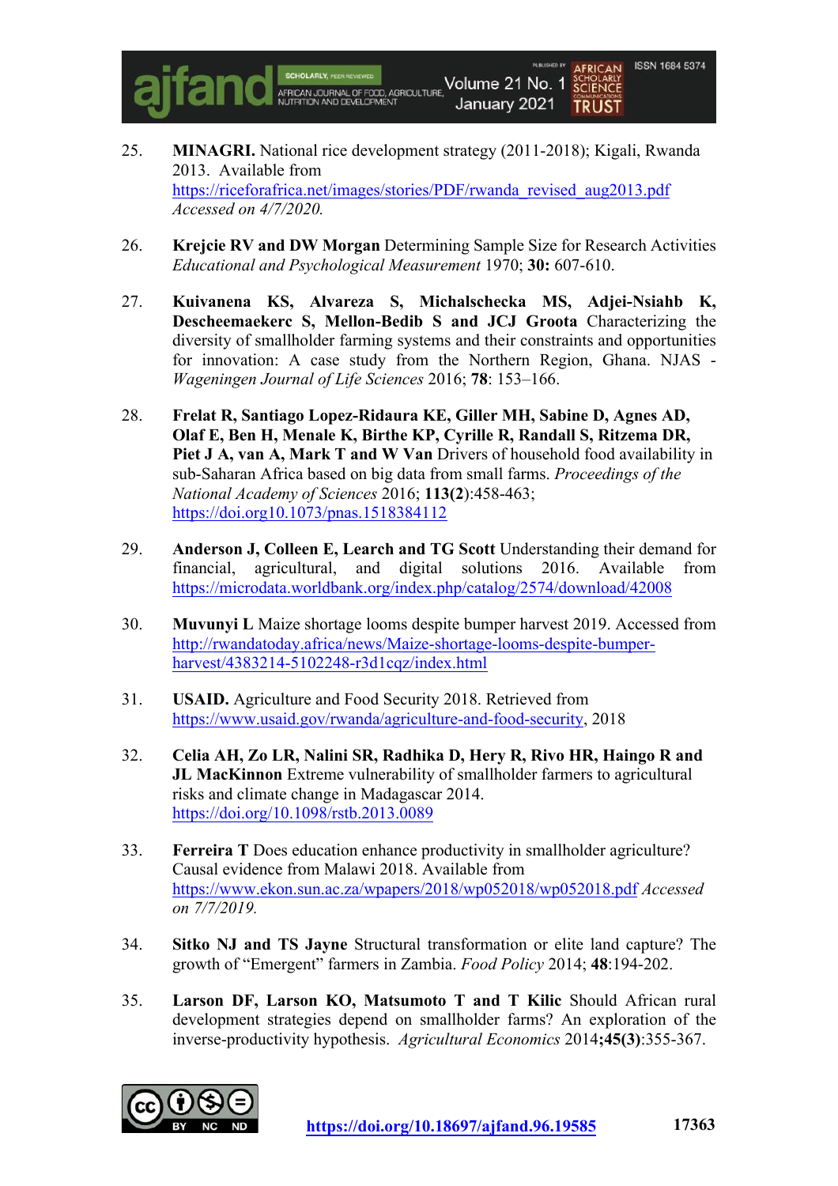25. **MINAGRI.** National rice development strategy (2011-2018); Kigali, Rwanda 2013. Available from https://riceforafrica.net/images/stories/PDF/rwanda_revised_aug2013.pdf *Accessed on 4/7/2020.*

26. **Krejcie RV and DW Morgan** Determining Sample Size for Research Activities *Educational and Psychological Measurement* 1970; **30:** 607-610.

27. **Kuivanena KS, Alvareza S, Michalschecka MS, Adjei-Nsiahb K, Descheemaekerc S, Mellon-Bedib S and JCJ Groota** Characterizing the diversity of smallholder farming systems and their constraints and opportunities for innovation: A case study from the Northern Region, Ghana. NJAS - *Wageningen Journal of Life Sciences* 2016; **78**: 153–166.

28. **Frelat R, Santiago Lopez-Ridaura KE, Giller MH, Sabine D, Agnes AD, Olaf E, Ben H, Menale K, Birthe KP, Cyrille R, Randall S, Ritzema DR, Piet J A, van A, Mark T and W Van** Drivers of household food availability in sub-Saharan Africa based on big data from small farms. *Proceedings of the National Academy of Sciences* 2016; **113(2)**:458-463; https://doi.org10.1073/pnas.1518384112

29. **Anderson J, Colleen E, Learch and TG Scott** Understanding their demand for financial, agricultural, and digital solutions 2016. Available from https://microdata.worldbank.org/index.php/catalog/2574/download/42008

30. **Muvunyi L** Maize shortage looms despite bumper harvest 2019. Accessed from http://rwandatoday.africa/news/Maize-shortage-looms-despite-bumper-harvest/4383214-5102248-r3d1cqz/index.html

31. **USAID.** Agriculture and Food Security 2018. Retrieved from https://www.usaid.gov/rwanda/agriculture-and-food-security, 2018

32. **Celia AH, Zo LR, Nalini SR, Radhika D, Hery R, Rivo HR, Haingo R and JL MacKinnon** Extreme vulnerability of smallholder farmers to agricultural risks and climate change in Madagascar 2014. https://doi.org/10.1098/rstb.2013.0089

33. **Ferreira T** Does education enhance productivity in smallholder agriculture? Causal evidence from Malawi 2018. Available from https://www.ekon.sun.ac.za/wpapers/2018/wp052018/wp052018.pdf *Accessed on 7/7/2019.*

34. **Sitko NJ and TS Jayne** Structural transformation or elite land capture? The growth of "Emergent" farmers in Zambia. *Food Policy* 2014; **48**:194-202.

35. **Larson DF, Larson KO, Matsumoto T and T Kilic** Should African rural development strategies depend on smallholder farms? An exploration of the inverse-productivity hypothesis. *Agricultural Economics* 2014**;45(3)**:355-367.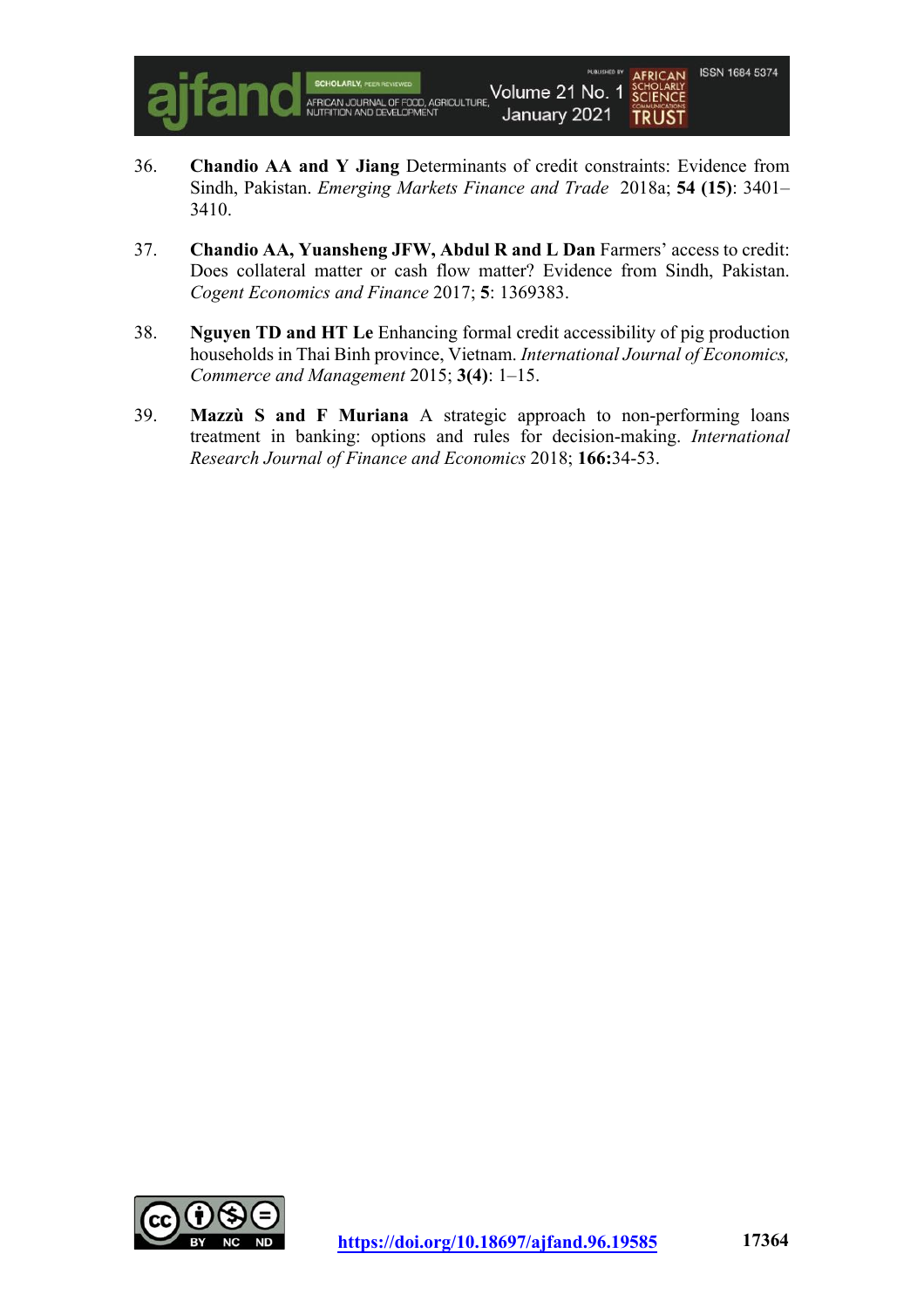36. **Chandio AA and Y Jiang** Determinants of credit constraints: Evidence from Sindh, Pakistan. *Emerging Markets Finance and Trade* 2018a; **54 (15)**: 3401–3410.

37. **Chandio AA, Yuansheng JFW, Abdul R and L Dan** Farmers' access to credit: Does collateral matter or cash flow matter? Evidence from Sindh, Pakistan. *Cogent Economics and Finance* 2017; **5**: 1369383.

38. **Nguyen TD and HT Le** Enhancing formal credit accessibility of pig production households in Thai Binh province, Vietnam. *International Journal of Economics, Commerce and Management* 2015; **3(4)**: 1–15.

39. **Mazzù S and F Muriana** A strategic approach to non-performing loans treatment in banking: options and rules for decision-making. *International Research Journal of Finance and Economics* 2018; **166:**34-53.